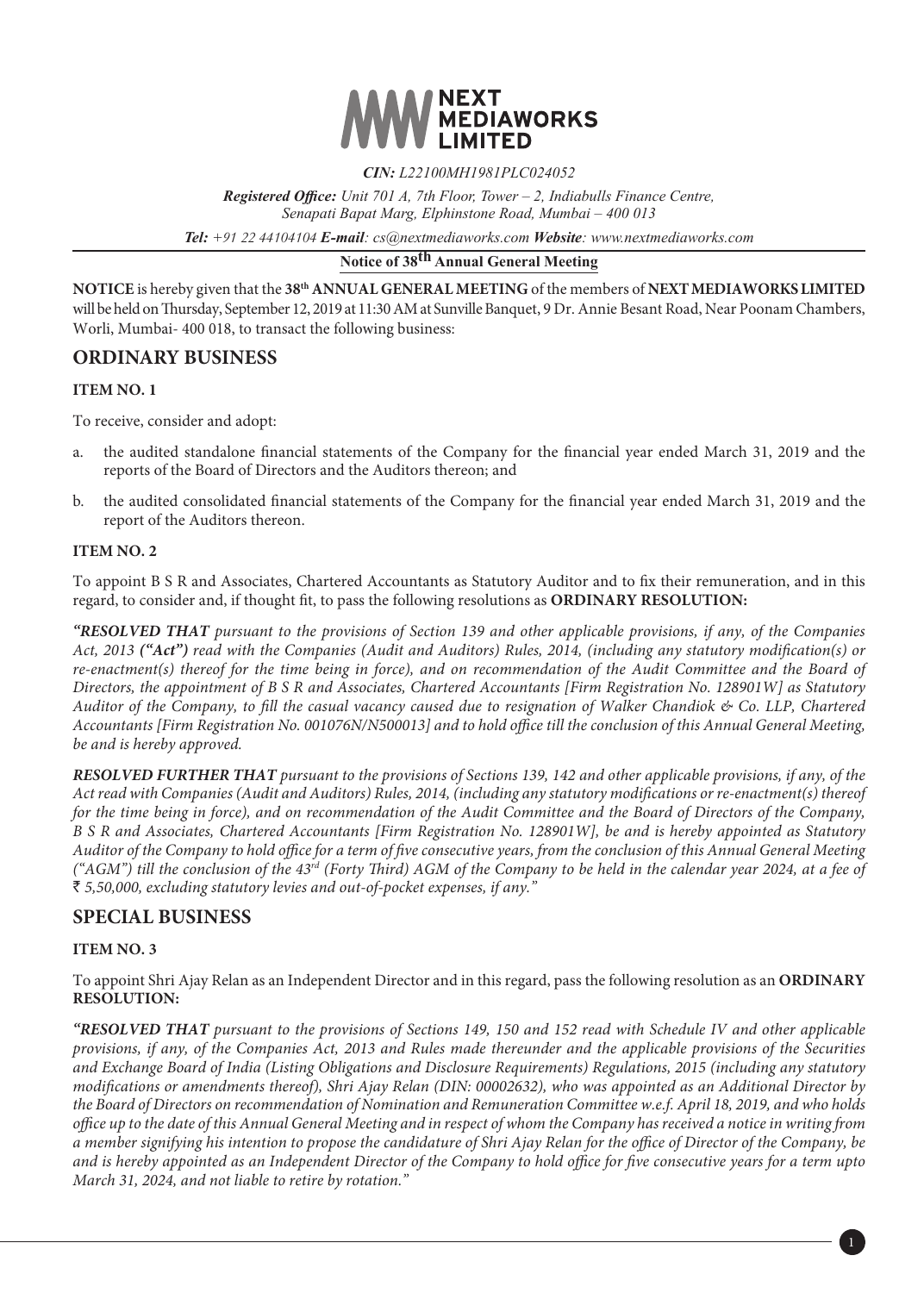NEXT MEDIAWORKS LIMITED

*CIN: L22100MH1981PLC024052*

***Registered Office:*** *Unit 701 A, 7th Floor, Tower – 2, Indiabulls Finance Centre, Senapati Bapat Marg, Elphinstone Road, Mumbai – 400 013*

***Tel:*** *+91 22 44104104* ***E-mail****: cs@nextmediaworks.com* ***Website****: www.nextmediaworks.com*

## Notice of 38th Annual General Meeting

**NOTICE** is hereby given that the **38th ANNUAL GENERAL MEETING** of the members of **NEXT MEDIAWORKS LIMITED** will be held on Thursday, September 12, 2019 at 11:30 AM at Sunville Banquet, 9 Dr. Annie Besant Road, Near Poonam Chambers, Worli, Mumbai- 400 018, to transact the following business:

## ORDINARY BUSINESS

### ITEM NO. 1

To receive, consider and adopt:

a. the audited standalone financial statements of the Company for the financial year ended March 31, 2019 and the reports of the Board of Directors and the Auditors thereon; and

b. the audited consolidated financial statements of the Company for the financial year ended March 31, 2019 and the report of the Auditors thereon.

### ITEM NO. 2

To appoint B S R and Associates, Chartered Accountants as Statutory Auditor and to fix their remuneration, and in this regard, to consider and, if thought fit, to pass the following resolutions as **ORDINARY RESOLUTION:**

***"RESOLVED THAT*** *pursuant to the provisions of Section 139 and other applicable provisions, if any, of the Companies Act, 2013* ***("Act")*** *read with the Companies (Audit and Auditors) Rules, 2014, (including any statutory modification(s) or re-enactment(s) thereof for the time being in force), and on recommendation of the Audit Committee and the Board of Directors, the appointment of B S R and Associates, Chartered Accountants [Firm Registration No. 128901W] as Statutory Auditor of the Company, to fill the casual vacancy caused due to resignation of Walker Chandiok & Co. LLP, Chartered Accountants [Firm Registration No. 001076N/N500013] and to hold office till the conclusion of this Annual General Meeting, be and is hereby approved.*

***RESOLVED FURTHER THAT*** *pursuant to the provisions of Sections 139, 142 and other applicable provisions, if any, of the Act read with Companies (Audit and Auditors) Rules, 2014, (including any statutory modifications or re-enactment(s) thereof for the time being in force), and on recommendation of the Audit Committee and the Board of Directors of the Company, B S R and Associates, Chartered Accountants [Firm Registration No. 128901W], be and is hereby appointed as Statutory Auditor of the Company to hold office for a term of five consecutive years, from the conclusion of this Annual General Meeting ("AGM") till the conclusion of the 43rd (Forty Third) AGM of the Company to be held in the calendar year 2024, at a fee of ₹ 5,50,000, excluding statutory levies and out-of-pocket expenses, if any."*

## SPECIAL BUSINESS

### ITEM NO. 3

To appoint Shri Ajay Relan as an Independent Director and in this regard, pass the following resolution as an **ORDINARY RESOLUTION:**

***"RESOLVED THAT*** *pursuant to the provisions of Sections 149, 150 and 152 read with Schedule IV and other applicable provisions, if any, of the Companies Act, 2013 and Rules made thereunder and the applicable provisions of the Securities and Exchange Board of India (Listing Obligations and Disclosure Requirements) Regulations, 2015 (including any statutory modifications or amendments thereof), Shri Ajay Relan (DIN: 00002632), who was appointed as an Additional Director by the Board of Directors on recommendation of Nomination and Remuneration Committee w.e.f. April 18, 2019, and who holds office up to the date of this Annual General Meeting and in respect of whom the Company has received a notice in writing from a member signifying his intention to propose the candidature of Shri Ajay Relan for the office of Director of the Company, be and is hereby appointed as an Independent Director of the Company to hold office for five consecutive years for a term upto March 31, 2024, and not liable to retire by rotation."*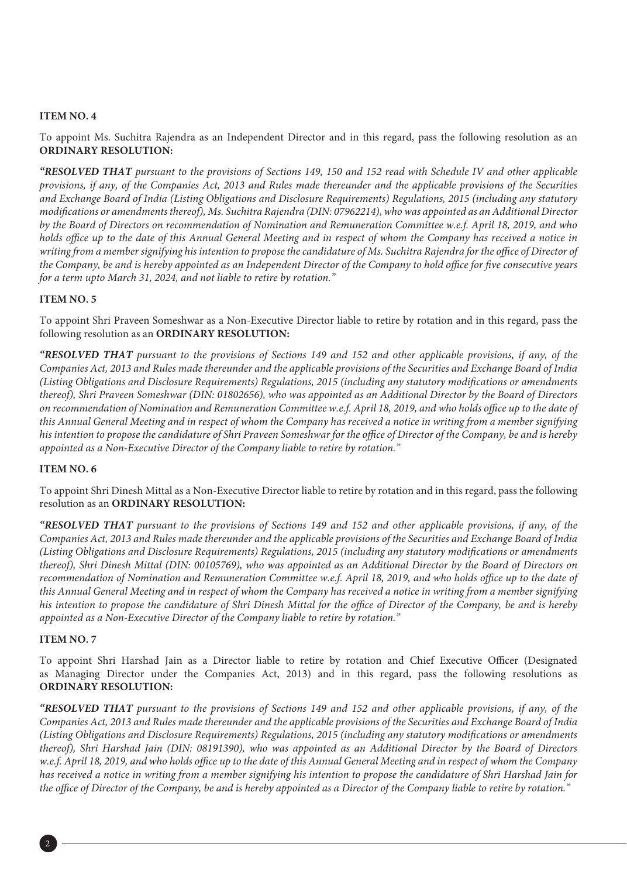**ITEM NO. 4**

To appoint Ms. Suchitra Rajendra as an Independent Director and in this regard, pass the following resolution as an **ORDINARY RESOLUTION:**

***"RESOLVED THAT*** *pursuant to the provisions of Sections 149, 150 and 152 read with Schedule IV and other applicable provisions, if any, of the Companies Act, 2013 and Rules made thereunder and the applicable provisions of the Securities and Exchange Board of India (Listing Obligations and Disclosure Requirements) Regulations, 2015 (including any statutory modifications or amendments thereof), Ms. Suchitra Rajendra (DIN: 07962214), who was appointed as an Additional Director by the Board of Directors on recommendation of Nomination and Remuneration Committee w.e.f. April 18, 2019, and who holds office up to the date of this Annual General Meeting and in respect of whom the Company has received a notice in writing from a member signifying his intention to propose the candidature of Ms. Suchitra Rajendra for the office of Director of the Company, be and is hereby appointed as an Independent Director of the Company to hold office for five consecutive years for a term upto March 31, 2024, and not liable to retire by rotation."*

**ITEM NO. 5**

To appoint Shri Praveen Someshwar as a Non-Executive Director liable to retire by rotation and in this regard, pass the following resolution as an **ORDINARY RESOLUTION:**

***"RESOLVED THAT*** *pursuant to the provisions of Sections 149 and 152 and other applicable provisions, if any, of the Companies Act, 2013 and Rules made thereunder and the applicable provisions of the Securities and Exchange Board of India (Listing Obligations and Disclosure Requirements) Regulations, 2015 (including any statutory modifications or amendments thereof), Shri Praveen Someshwar (DIN: 01802656), who was appointed as an Additional Director by the Board of Directors on recommendation of Nomination and Remuneration Committee w.e.f. April 18, 2019, and who holds office up to the date of this Annual General Meeting and in respect of whom the Company has received a notice in writing from a member signifying his intention to propose the candidature of Shri Praveen Someshwar for the office of Director of the Company, be and is hereby appointed as a Non-Executive Director of the Company liable to retire by rotation."*

**ITEM NO. 6**

To appoint Shri Dinesh Mittal as a Non-Executive Director liable to retire by rotation and in this regard, pass the following resolution as an **ORDINARY RESOLUTION:**

***"RESOLVED THAT*** *pursuant to the provisions of Sections 149 and 152 and other applicable provisions, if any, of the Companies Act, 2013 and Rules made thereunder and the applicable provisions of the Securities and Exchange Board of India (Listing Obligations and Disclosure Requirements) Regulations, 2015 (including any statutory modifications or amendments thereof), Shri Dinesh Mittal (DIN: 00105769), who was appointed as an Additional Director by the Board of Directors on recommendation of Nomination and Remuneration Committee w.e.f. April 18, 2019, and who holds office up to the date of this Annual General Meeting and in respect of whom the Company has received a notice in writing from a member signifying his intention to propose the candidature of Shri Dinesh Mittal for the office of Director of the Company, be and is hereby appointed as a Non-Executive Director of the Company liable to retire by rotation."*

**ITEM NO. 7**

To appoint Shri Harshad Jain as a Director liable to retire by rotation and Chief Executive Officer (Designated as Managing Director under the Companies Act, 2013) and in this regard, pass the following resolutions as **ORDINARY RESOLUTION:**

***"RESOLVED THAT*** *pursuant to the provisions of Sections 149 and 152 and other applicable provisions, if any, of the Companies Act, 2013 and Rules made thereunder and the applicable provisions of the Securities and Exchange Board of India (Listing Obligations and Disclosure Requirements) Regulations, 2015 (including any statutory modifications or amendments thereof), Shri Harshad Jain (DIN: 08191390), who was appointed as an Additional Director by the Board of Directors w.e.f. April 18, 2019, and who holds office up to the date of this Annual General Meeting and in respect of whom the Company has received a notice in writing from a member signifying his intention to propose the candidature of Shri Harshad Jain for the office of Director of the Company, be and is hereby appointed as a Director of the Company liable to retire by rotation."*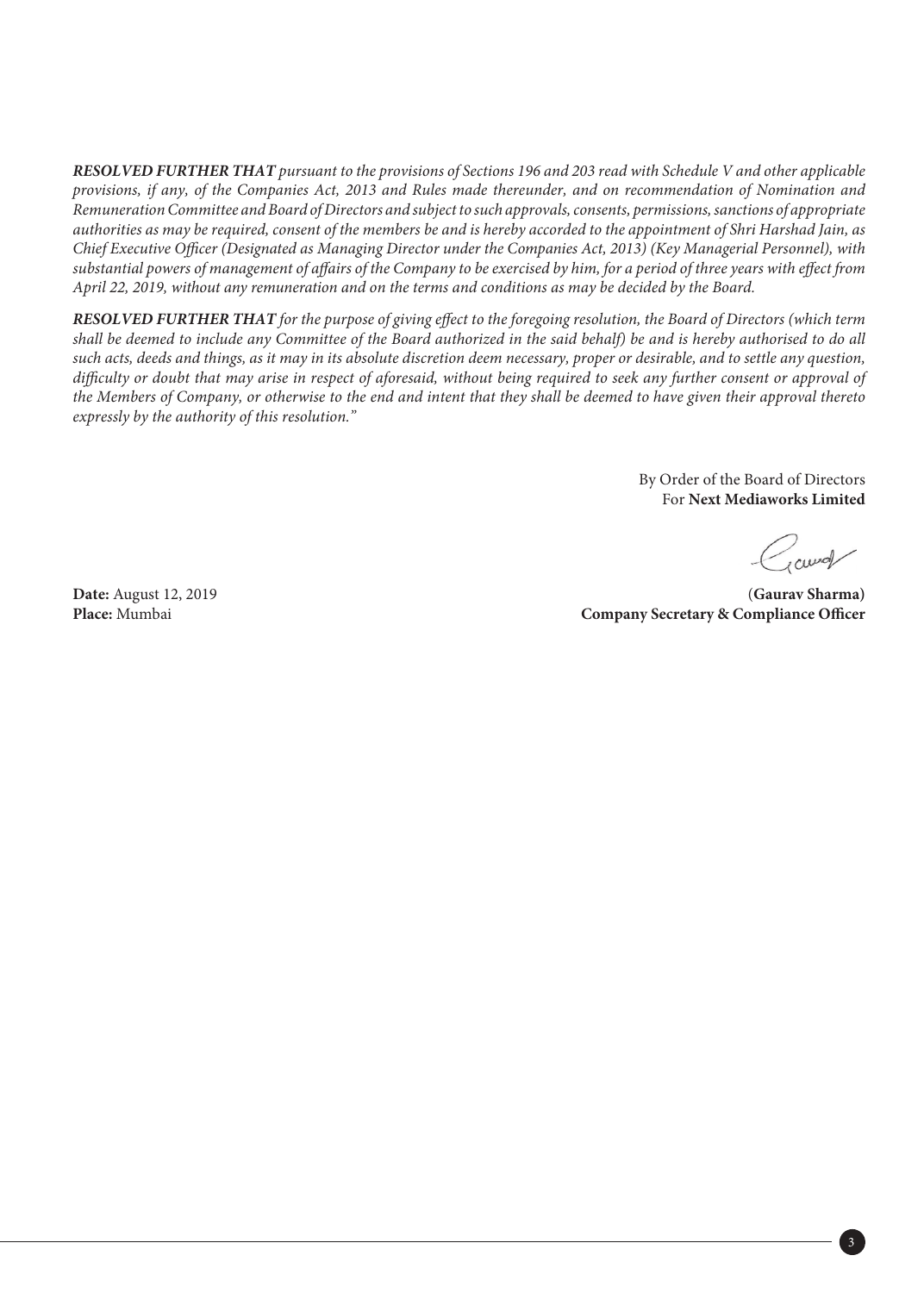***RESOLVED FURTHER THAT*** *pursuant to the provisions of Sections 196 and 203 read with Schedule V and other applicable provisions, if any, of the Companies Act, 2013 and Rules made thereunder, and on recommendation of Nomination and Remuneration Committee and Board of Directors and subject to such approvals, consents, permissions, sanctions of appropriate authorities as may be required, consent of the members be and is hereby accorded to the appointment of Shri Harshad Jain, as Chief Executive Officer (Designated as Managing Director under the Companies Act, 2013) (Key Managerial Personnel), with substantial powers of management of affairs of the Company to be exercised by him, for a period of three years with effect from April 22, 2019, without any remuneration and on the terms and conditions as may be decided by the Board.*

***RESOLVED FURTHER THAT*** *for the purpose of giving effect to the foregoing resolution, the Board of Directors (which term shall be deemed to include any Committee of the Board authorized in the said behalf) be and is hereby authorised to do all such acts, deeds and things, as it may in its absolute discretion deem necessary, proper or desirable, and to settle any question, difficulty or doubt that may arise in respect of aforesaid, without being required to seek any further consent or approval of the Members of Company, or otherwise to the end and intent that they shall be deemed to have given their approval thereto expressly by the authority of this resolution."*

By Order of the Board of Directors
For **Next Mediaworks Limited**

(**Gaurav Sharma**)
**Company Secretary & Compliance Officer**

**Date:** August 12, 2019
**Place:** Mumbai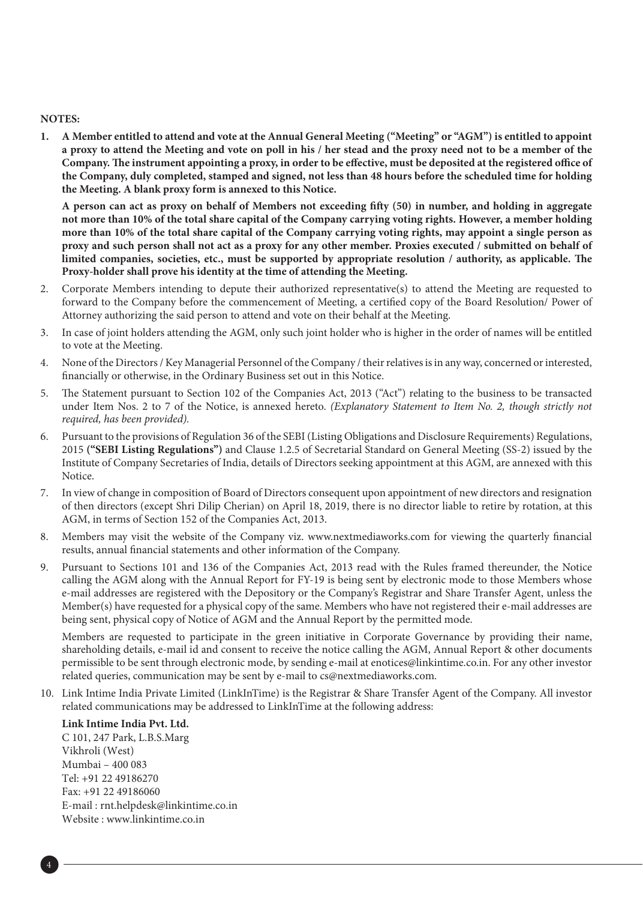**NOTES:**

1. **A Member entitled to attend and vote at the Annual General Meeting ("Meeting" or "AGM") is entitled to appoint a proxy to attend the Meeting and vote on poll in his / her stead and the proxy need not to be a member of the Company. The instrument appointing a proxy, in order to be effective, must be deposited at the registered office of the Company, duly completed, stamped and signed, not less than 48 hours before the scheduled time for holding the Meeting. A blank proxy form is annexed to this Notice.**

   **A person can act as proxy on behalf of Members not exceeding fifty (50) in number, and holding in aggregate not more than 10% of the total share capital of the Company carrying voting rights. However, a member holding more than 10% of the total share capital of the Company carrying voting rights, may appoint a single person as proxy and such person shall not act as a proxy for any other member. Proxies executed / submitted on behalf of limited companies, societies, etc., must be supported by appropriate resolution / authority, as applicable. The Proxy-holder shall prove his identity at the time of attending the Meeting.**

2. Corporate Members intending to depute their authorized representative(s) to attend the Meeting are requested to forward to the Company before the commencement of Meeting, a certified copy of the Board Resolution/ Power of Attorney authorizing the said person to attend and vote on their behalf at the Meeting.

3. In case of joint holders attending the AGM, only such joint holder who is higher in the order of names will be entitled to vote at the Meeting.

4. None of the Directors / Key Managerial Personnel of the Company / their relatives is in any way, concerned or interested, financially or otherwise, in the Ordinary Business set out in this Notice.

5. The Statement pursuant to Section 102 of the Companies Act, 2013 ("Act") relating to the business to be transacted under Item Nos. 2 to 7 of the Notice, is annexed hereto. *(Explanatory Statement to Item No. 2, though strictly not required, has been provided).*

6. Pursuant to the provisions of Regulation 36 of the SEBI (Listing Obligations and Disclosure Requirements) Regulations, 2015 **("SEBI Listing Regulations")** and Clause 1.2.5 of Secretarial Standard on General Meeting (SS-2) issued by the Institute of Company Secretaries of India, details of Directors seeking appointment at this AGM, are annexed with this Notice.

7. In view of change in composition of Board of Directors consequent upon appointment of new directors and resignation of then directors (except Shri Dilip Cherian) on April 18, 2019, there is no director liable to retire by rotation, at this AGM, in terms of Section 152 of the Companies Act, 2013.

8. Members may visit the website of the Company viz. www.nextmediaworks.com for viewing the quarterly financial results, annual financial statements and other information of the Company.

9. Pursuant to Sections 101 and 136 of the Companies Act, 2013 read with the Rules framed thereunder, the Notice calling the AGM along with the Annual Report for FY-19 is being sent by electronic mode to those Members whose e-mail addresses are registered with the Depository or the Company's Registrar and Share Transfer Agent, unless the Member(s) have requested for a physical copy of the same. Members who have not registered their e-mail addresses are being sent, physical copy of Notice of AGM and the Annual Report by the permitted mode.

   Members are requested to participate in the green initiative in Corporate Governance by providing their name, shareholding details, e-mail id and consent to receive the notice calling the AGM, Annual Report & other documents permissible to be sent through electronic mode, by sending e-mail at enotices@linkintime.co.in. For any other investor related queries, communication may be sent by e-mail to cs@nextmediaworks.com.

10. Link Intime India Private Limited (LinkInTime) is the Registrar & Share Transfer Agent of the Company. All investor related communications may be addressed to LinkInTime at the following address:

    **Link Intime India Pvt. Ltd.**
    C 101, 247 Park, L.B.S.Marg
    Vikhroli (West)
    Mumbai – 400 083
    Tel: +91 22 49186270
    Fax: +91 22 49186060
    E-mail : rnt.helpdesk@linkintime.co.in
    Website : www.linkintime.co.in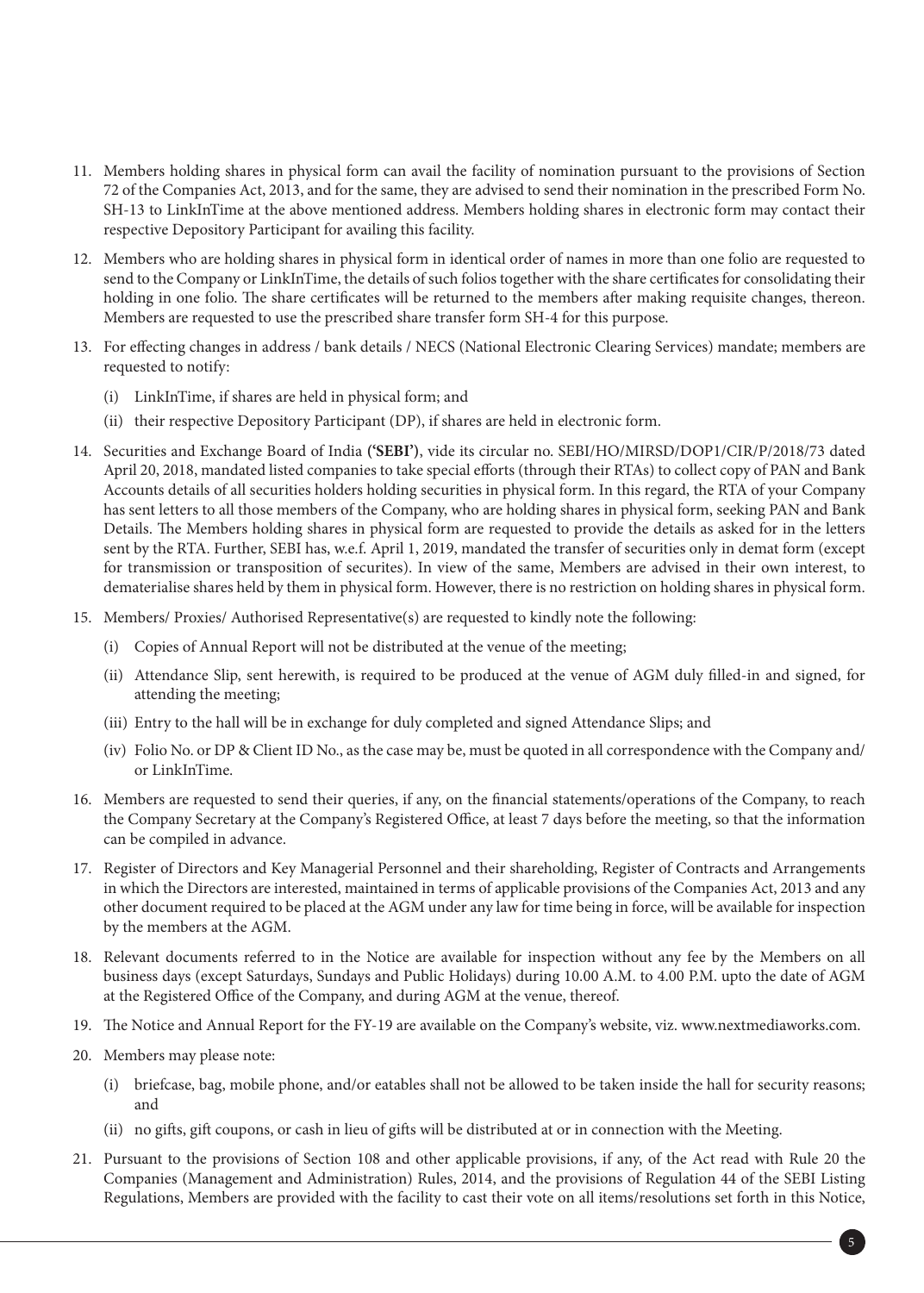11. Members holding shares in physical form can avail the facility of nomination pursuant to the provisions of Section 72 of the Companies Act, 2013, and for the same, they are advised to send their nomination in the prescribed Form No. SH-13 to LinkInTime at the above mentioned address. Members holding shares in electronic form may contact their respective Depository Participant for availing this facility.

12. Members who are holding shares in physical form in identical order of names in more than one folio are requested to send to the Company or LinkInTime, the details of such folios together with the share certificates for consolidating their holding in one folio. The share certificates will be returned to the members after making requisite changes, thereon. Members are requested to use the prescribed share transfer form SH-4 for this purpose.

13. For effecting changes in address / bank details / NECS (National Electronic Clearing Services) mandate; members are requested to notify:

    (i) LinkInTime, if shares are held in physical form; and

    (ii) their respective Depository Participant (DP), if shares are held in electronic form.

14. Securities and Exchange Board of India **('SEBI')**, vide its circular no. SEBI/HO/MIRSD/DOP1/CIR/P/2018/73 dated April 20, 2018, mandated listed companies to take special efforts (through their RTAs) to collect copy of PAN and Bank Accounts details of all securities holders holding securities in physical form. In this regard, the RTA of your Company has sent letters to all those members of the Company, who are holding shares in physical form, seeking PAN and Bank Details. The Members holding shares in physical form are requested to provide the details as asked for in the letters sent by the RTA. Further, SEBI has, w.e.f. April 1, 2019, mandated the transfer of securities only in demat form (except for transmission or transposition of securites). In view of the same, Members are advised in their own interest, to dematerialise shares held by them in physical form. However, there is no restriction on holding shares in physical form.

15. Members/ Proxies/ Authorised Representative(s) are requested to kindly note the following:

    (i) Copies of Annual Report will not be distributed at the venue of the meeting;

    (ii) Attendance Slip, sent herewith, is required to be produced at the venue of AGM duly filled-in and signed, for attending the meeting;

    (iii) Entry to the hall will be in exchange for duly completed and signed Attendance Slips; and

    (iv) Folio No. or DP & Client ID No., as the case may be, must be quoted in all correspondence with the Company and/ or LinkInTime.

16. Members are requested to send their queries, if any, on the financial statements/operations of the Company, to reach the Company Secretary at the Company's Registered Office, at least 7 days before the meeting, so that the information can be compiled in advance.

17. Register of Directors and Key Managerial Personnel and their shareholding, Register of Contracts and Arrangements in which the Directors are interested, maintained in terms of applicable provisions of the Companies Act, 2013 and any other document required to be placed at the AGM under any law for time being in force, will be available for inspection by the members at the AGM.

18. Relevant documents referred to in the Notice are available for inspection without any fee by the Members on all business days (except Saturdays, Sundays and Public Holidays) during 10.00 A.M. to 4.00 P.M. upto the date of AGM at the Registered Office of the Company, and during AGM at the venue, thereof.

19. The Notice and Annual Report for the FY-19 are available on the Company's website, viz. www.nextmediaworks.com.

20. Members may please note:

    (i) briefcase, bag, mobile phone, and/or eatables shall not be allowed to be taken inside the hall for security reasons; and

    (ii) no gifts, gift coupons, or cash in lieu of gifts will be distributed at or in connection with the Meeting.

21. Pursuant to the provisions of Section 108 and other applicable provisions, if any, of the Act read with Rule 20 the Companies (Management and Administration) Rules, 2014, and the provisions of Regulation 44 of the SEBI Listing Regulations, Members are provided with the facility to cast their vote on all items/resolutions set forth in this Notice,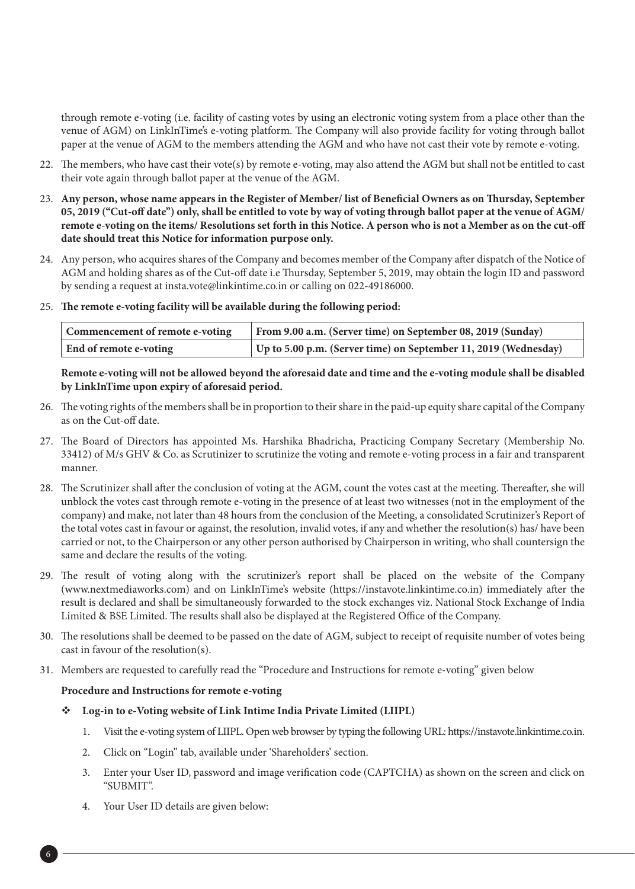through remote e-voting (i.e. facility of casting votes by using an electronic voting system from a place other than the venue of AGM) on LinkInTime's e-voting platform. The Company will also provide facility for voting through ballot paper at the venue of AGM to the members attending the AGM and who have not cast their vote by remote e-voting.

22. The members, who have cast their vote(s) by remote e-voting, may also attend the AGM but shall not be entitled to cast their vote again through ballot paper at the venue of the AGM.

23. **Any person, whose name appears in the Register of Member/ list of Beneficial Owners as on Thursday, September 05, 2019 ("Cut-off date") only, shall be entitled to vote by way of voting through ballot paper at the venue of AGM/ remote e-voting on the items/ Resolutions set forth in this Notice. A person who is not a Member as on the cut-off date should treat this Notice for information purpose only.**

24. Any person, who acquires shares of the Company and becomes member of the Company after dispatch of the Notice of AGM and holding shares as of the Cut-off date i.e Thursday, September 5, 2019, may obtain the login ID and password by sending a request at insta.vote@linkintime.co.in or calling on 022-49186000.

25. **The remote e-voting facility will be available during the following period:**

| **Commencement of remote e-voting** | **From 9.00 a.m. (Server time) on September 08, 2019 (Sunday)** |
|---|---|
| **End of remote e-voting** | **Up to 5.00 p.m. (Server time) on September 11, 2019 (Wednesday)** |

**Remote e-voting will not be allowed beyond the aforesaid date and time and the e-voting module shall be disabled by LinkInTime upon expiry of aforesaid period.**

26. The voting rights of the members shall be in proportion to their share in the paid-up equity share capital of the Company as on the Cut-off date.

27. The Board of Directors has appointed Ms. Harshika Bhadricha, Practicing Company Secretary (Membership No. 33412) of M/s GHV & Co. as Scrutinizer to scrutinize the voting and remote e-voting process in a fair and transparent manner.

28. The Scrutinizer shall after the conclusion of voting at the AGM, count the votes cast at the meeting. Thereafter, she will unblock the votes cast through remote e-voting in the presence of at least two witnesses (not in the employment of the company) and make, not later than 48 hours from the conclusion of the Meeting, a consolidated Scrutinizer's Report of the total votes cast in favour or against, the resolution, invalid votes, if any and whether the resolution(s) has/ have been carried or not, to the Chairperson or any other person authorised by Chairperson in writing, who shall countersign the same and declare the results of the voting.

29. The result of voting along with the scrutinizer's report shall be placed on the website of the Company (www.nextmediaworks.com) and on LinkInTime's website (https://instavote.linkintime.co.in) immediately after the result is declared and shall be simultaneously forwarded to the stock exchanges viz. National Stock Exchange of India Limited & BSE Limited. The results shall also be displayed at the Registered Office of the Company.

30. The resolutions shall be deemed to be passed on the date of AGM, subject to receipt of requisite number of votes being cast in favour of the resolution(s).

31. Members are requested to carefully read the "Procedure and Instructions for remote e-voting" given below

**Procedure and Instructions for remote e-voting**

- **Log-in to e-Voting website of Link Intime India Private Limited (LIIPL)**

  1. Visit the e-voting system of LIIPL. Open web browser by typing the following URL: https://instavote.linkintime.co.in.
  2. Click on "Login" tab, available under 'Shareholders' section.
  3. Enter your User ID, password and image verification code (CAPTCHA) as shown on the screen and click on "SUBMIT".
  4. Your User ID details are given below: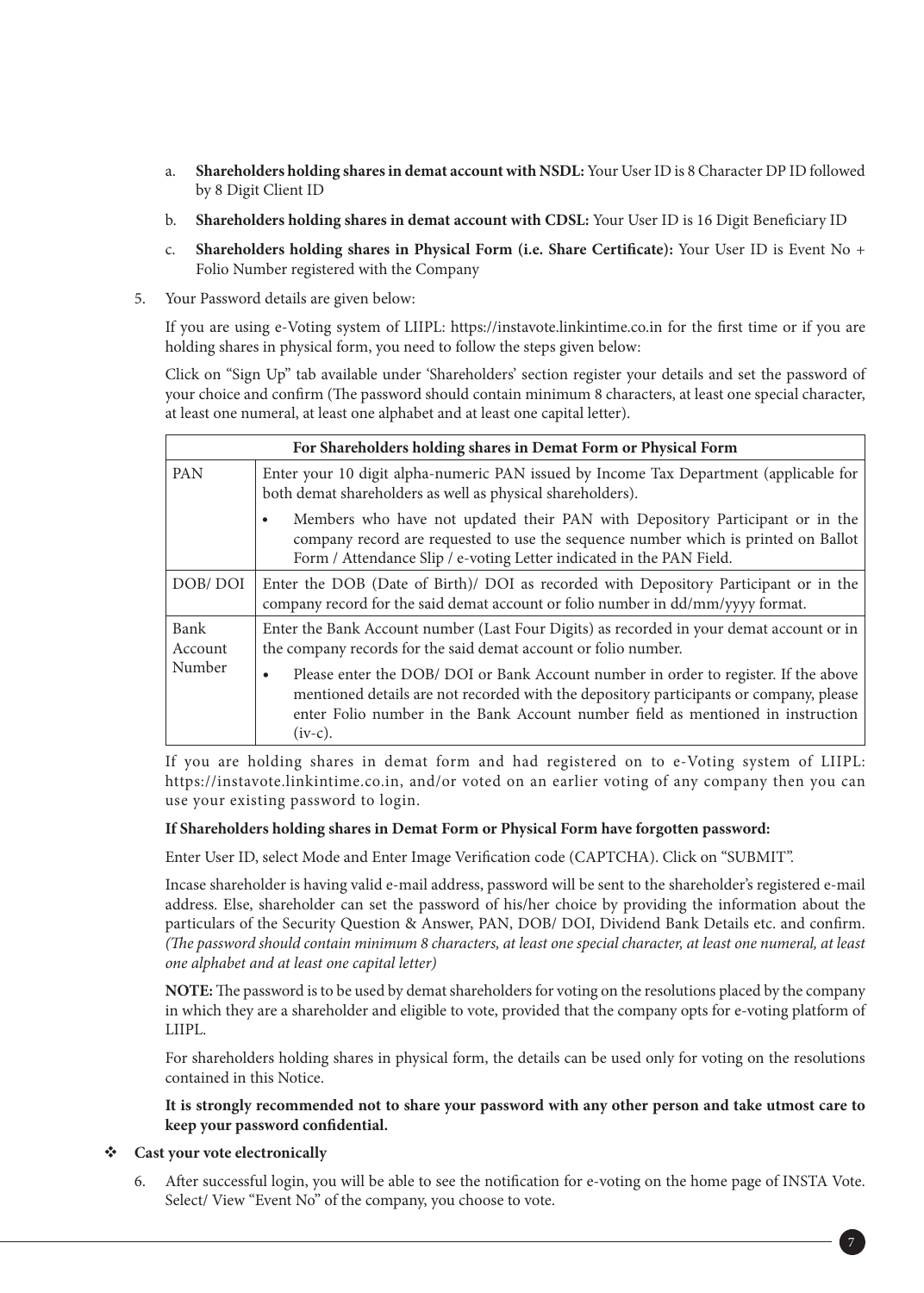a. **Shareholders holding shares in demat account with NSDL:** Your User ID is 8 Character DP ID followed by 8 Digit Client ID

b. **Shareholders holding shares in demat account with CDSL:** Your User ID is 16 Digit Beneficiary ID

c. **Shareholders holding shares in Physical Form (i.e. Share Certificate):** Your User ID is Event No + Folio Number registered with the Company

5. Your Password details are given below:

   If you are using e-Voting system of LIIPL: https://instavote.linkintime.co.in for the first time or if you are holding shares in physical form, you need to follow the steps given below:

   Click on "Sign Up" tab available under 'Shareholders' section register your details and set the password of your choice and confirm (The password should contain minimum 8 characters, at least one special character, at least one numeral, at least one alphabet and at least one capital letter).

| For Shareholders holding shares in Demat Form or Physical Form | |
|---|---|
| PAN | Enter your 10 digit alpha-numeric PAN issued by Income Tax Department (applicable for both demat shareholders as well as physical shareholders).<br>• Members who have not updated their PAN with Depository Participant or in the company record are requested to use the sequence number which is printed on Ballot Form / Attendance Slip / e-voting Letter indicated in the PAN Field. |
| DOB/ DOI | Enter the DOB (Date of Birth)/ DOI as recorded with Depository Participant or in the company record for the said demat account or folio number in dd/mm/yyyy format. |
| Bank Account Number | Enter the Bank Account number (Last Four Digits) as recorded in your demat account or in the company records for the said demat account or folio number.<br>• Please enter the DOB/ DOI or Bank Account number in order to register. If the above mentioned details are not recorded with the depository participants or company, please enter Folio number in the Bank Account number field as mentioned in instruction (iv-c). |

If you are holding shares in demat form and had registered on to e-Voting system of LIIPL: https://instavote.linkintime.co.in, and/or voted on an earlier voting of any company then you can use your existing password to login.

**If Shareholders holding shares in Demat Form or Physical Form have forgotten password:**

Enter User ID, select Mode and Enter Image Verification code (CAPTCHA). Click on "SUBMIT".

Incase shareholder is having valid e-mail address, password will be sent to the shareholder's registered e-mail address. Else, shareholder can set the password of his/her choice by providing the information about the particulars of the Security Question & Answer, PAN, DOB/ DOI, Dividend Bank Details etc. and confirm. *(The password should contain minimum 8 characters, at least one special character, at least one numeral, at least one alphabet and at least one capital letter)*

**NOTE:** The password is to be used by demat shareholders for voting on the resolutions placed by the company in which they are a shareholder and eligible to vote, provided that the company opts for e-voting platform of LIIPL.

For shareholders holding shares in physical form, the details can be used only for voting on the resolutions contained in this Notice.

**It is strongly recommended not to share your password with any other person and take utmost care to keep your password confidential.**

❖ **Cast your vote electronically**

6. After successful login, you will be able to see the notification for e-voting on the home page of INSTA Vote. Select/ View "Event No" of the company, you choose to vote.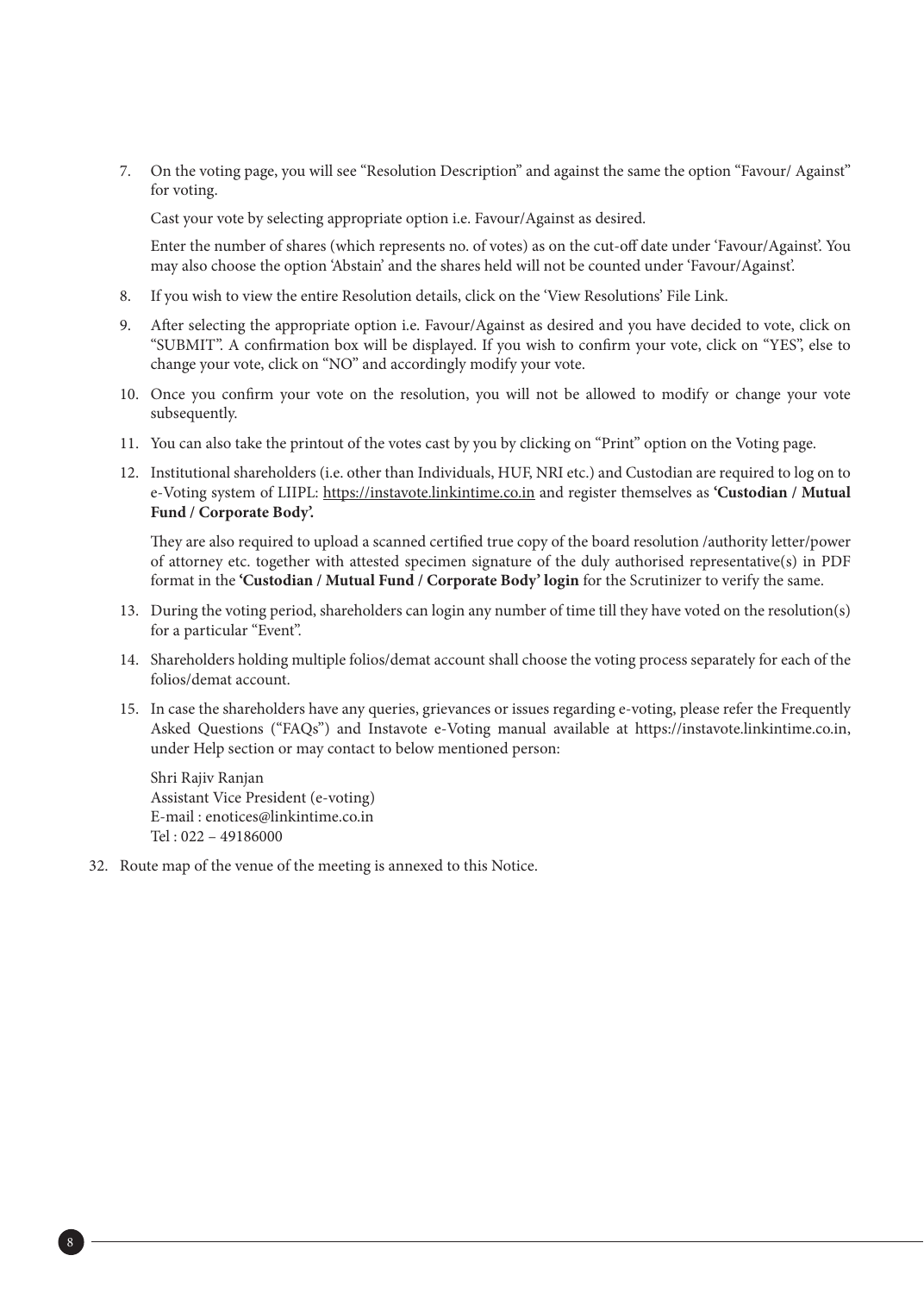7. On the voting page, you will see "Resolution Description" and against the same the option "Favour/ Against" for voting.

   Cast your vote by selecting appropriate option i.e. Favour/Against as desired.

   Enter the number of shares (which represents no. of votes) as on the cut-off date under 'Favour/Against'. You may also choose the option 'Abstain' and the shares held will not be counted under 'Favour/Against'.

8. If you wish to view the entire Resolution details, click on the 'View Resolutions' File Link.

9. After selecting the appropriate option i.e. Favour/Against as desired and you have decided to vote, click on "SUBMIT". A confirmation box will be displayed. If you wish to confirm your vote, click on "YES", else to change your vote, click on "NO" and accordingly modify your vote.

10. Once you confirm your vote on the resolution, you will not be allowed to modify or change your vote subsequently.

11. You can also take the printout of the votes cast by you by clicking on "Print" option on the Voting page.

12. Institutional shareholders (i.e. other than Individuals, HUF, NRI etc.) and Custodian are required to log on to e-Voting system of LIIPL: https://instavote.linkintime.co.in and register themselves as **'Custodian / Mutual Fund / Corporate Body'.**

    They are also required to upload a scanned certified true copy of the board resolution /authority letter/power of attorney etc. together with attested specimen signature of the duly authorised representative(s) in PDF format in the **'Custodian / Mutual Fund / Corporate Body' login** for the Scrutinizer to verify the same.

13. During the voting period, shareholders can login any number of time till they have voted on the resolution(s) for a particular "Event".

14. Shareholders holding multiple folios/demat account shall choose the voting process separately for each of the folios/demat account.

15. In case the shareholders have any queries, grievances or issues regarding e-voting, please refer the Frequently Asked Questions ("FAQs") and Instavote e-Voting manual available at https://instavote.linkintime.co.in, under Help section or may contact to below mentioned person:

    Shri Rajiv Ranjan
    Assistant Vice President (e-voting)
    E-mail : enotices@linkintime.co.in
    Tel : 022 – 49186000

32. Route map of the venue of the meeting is annexed to this Notice.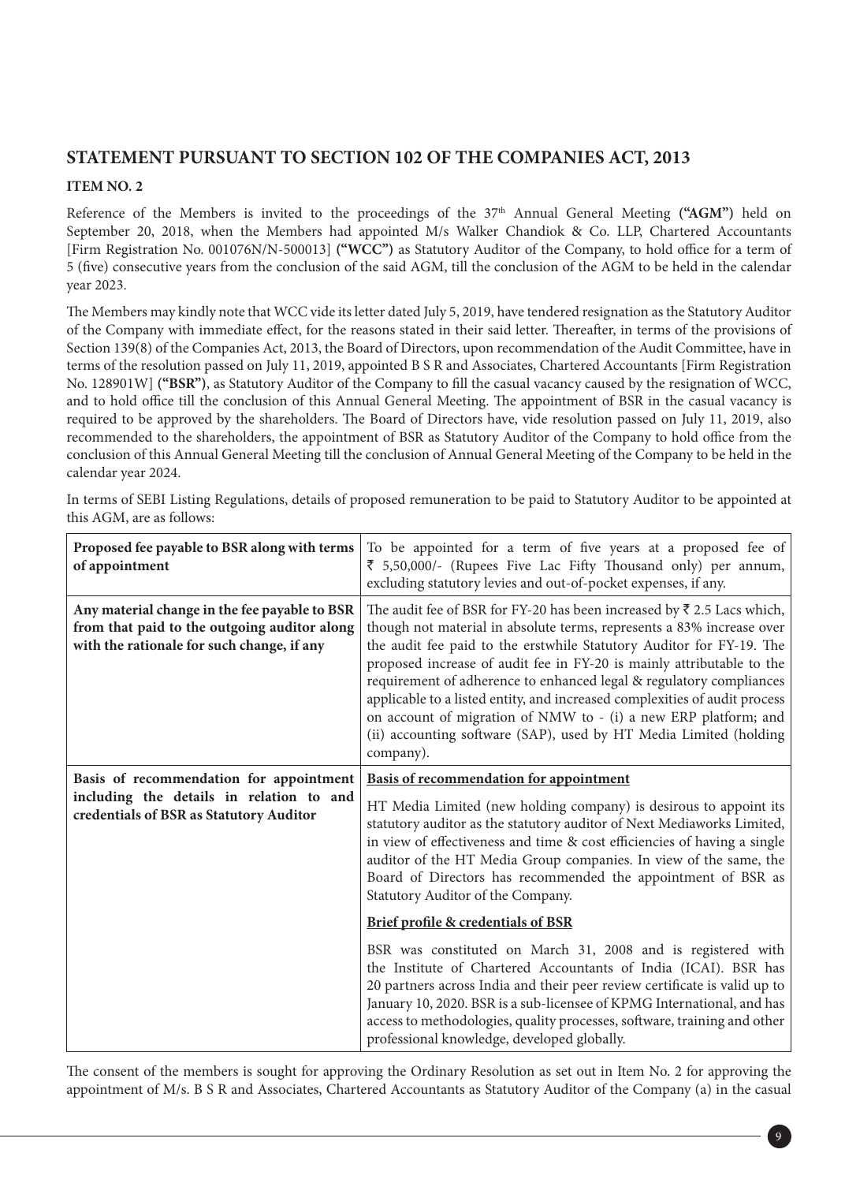## STATEMENT PURSUANT TO SECTION 102 OF THE COMPANIES ACT, 2013

### ITEM NO. 2

Reference of the Members is invited to the proceedings of the 37th Annual General Meeting **("AGM")** held on September 20, 2018, when the Members had appointed M/s Walker Chandiok & Co. LLP, Chartered Accountants [Firm Registration No. 001076N/N-500013] **("WCC")** as Statutory Auditor of the Company, to hold office for a term of 5 (five) consecutive years from the conclusion of the said AGM, till the conclusion of the AGM to be held in the calendar year 2023.

The Members may kindly note that WCC vide its letter dated July 5, 2019, have tendered resignation as the Statutory Auditor of the Company with immediate effect, for the reasons stated in their said letter. Thereafter, in terms of the provisions of Section 139(8) of the Companies Act, 2013, the Board of Directors, upon recommendation of the Audit Committee, have in terms of the resolution passed on July 11, 2019, appointed B S R and Associates, Chartered Accountants [Firm Registration No. 128901W] **("BSR")**, as Statutory Auditor of the Company to fill the casual vacancy caused by the resignation of WCC, and to hold office till the conclusion of this Annual General Meeting. The appointment of BSR in the casual vacancy is required to be approved by the shareholders. The Board of Directors have, vide resolution passed on July 11, 2019, also recommended to the shareholders, the appointment of BSR as Statutory Auditor of the Company to hold office from the conclusion of this Annual General Meeting till the conclusion of Annual General Meeting of the Company to be held in the calendar year 2024.

In terms of SEBI Listing Regulations, details of proposed remuneration to be paid to Statutory Auditor to be appointed at this AGM, are as follows:

| | |
|---|---|
| **Proposed fee payable to BSR along with terms of appointment** | To be appointed for a term of five years at a proposed fee of ₹ 5,50,000/- (Rupees Five Lac Fifty Thousand only) per annum, excluding statutory levies and out-of-pocket expenses, if any. |
| **Any material change in the fee payable to BSR from that paid to the outgoing auditor along with the rationale for such change, if any** | The audit fee of BSR for FY-20 has been increased by ₹ 2.5 Lacs which, though not material in absolute terms, represents a 83% increase over the audit fee paid to the erstwhile Statutory Auditor for FY-19. The proposed increase of audit fee in FY-20 is mainly attributable to the requirement of adherence to enhanced legal & regulatory compliances applicable to a listed entity, and increased complexities of audit process on account of migration of NMW to - (i) a new ERP platform; and (ii) accounting software (SAP), used by HT Media Limited (holding company). |
| **Basis of recommendation for appointment including the details in relation to and credentials of BSR as Statutory Auditor** | **Basis of recommendation for appointment**<br><br>HT Media Limited (new holding company) is desirous to appoint its statutory auditor as the statutory auditor of Next Mediaworks Limited, in view of effectiveness and time & cost efficiencies of having a single auditor of the HT Media Group companies. In view of the same, the Board of Directors has recommended the appointment of BSR as Statutory Auditor of the Company.<br><br>**Brief profile & credentials of BSR**<br><br>BSR was constituted on March 31, 2008 and is registered with the Institute of Chartered Accountants of India (ICAI). BSR has 20 partners across India and their peer review certificate is valid up to January 10, 2020. BSR is a sub-licensee of KPMG International, and has access to methodologies, quality processes, software, training and other professional knowledge, developed globally. |

The consent of the members is sought for approving the Ordinary Resolution as set out in Item No. 2 for approving the appointment of M/s. B S R and Associates, Chartered Accountants as Statutory Auditor of the Company (a) in the casual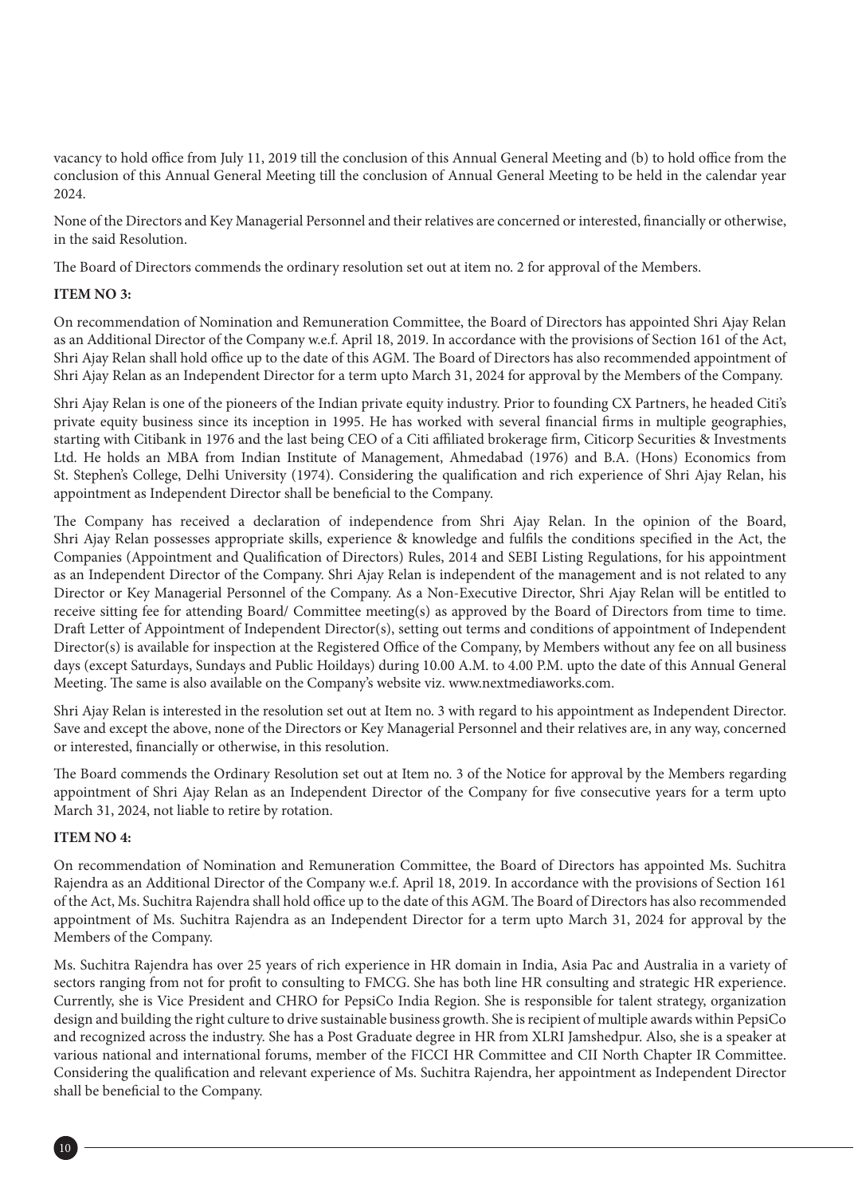vacancy to hold office from July 11, 2019 till the conclusion of this Annual General Meeting and (b) to hold office from the conclusion of this Annual General Meeting till the conclusion of Annual General Meeting to be held in the calendar year 2024.

None of the Directors and Key Managerial Personnel and their relatives are concerned or interested, financially or otherwise, in the said Resolution.

The Board of Directors commends the ordinary resolution set out at item no. 2 for approval of the Members.

**ITEM NO 3:**

On recommendation of Nomination and Remuneration Committee, the Board of Directors has appointed Shri Ajay Relan as an Additional Director of the Company w.e.f. April 18, 2019. In accordance with the provisions of Section 161 of the Act, Shri Ajay Relan shall hold office up to the date of this AGM. The Board of Directors has also recommended appointment of Shri Ajay Relan as an Independent Director for a term upto March 31, 2024 for approval by the Members of the Company.

Shri Ajay Relan is one of the pioneers of the Indian private equity industry. Prior to founding CX Partners, he headed Citi's private equity business since its inception in 1995. He has worked with several financial firms in multiple geographies, starting with Citibank in 1976 and the last being CEO of a Citi affiliated brokerage firm, Citicorp Securities & Investments Ltd. He holds an MBA from Indian Institute of Management, Ahmedabad (1976) and B.A. (Hons) Economics from St. Stephen's College, Delhi University (1974). Considering the qualification and rich experience of Shri Ajay Relan, his appointment as Independent Director shall be beneficial to the Company.

The Company has received a declaration of independence from Shri Ajay Relan. In the opinion of the Board, Shri Ajay Relan possesses appropriate skills, experience & knowledge and fulfils the conditions specified in the Act, the Companies (Appointment and Qualification of Directors) Rules, 2014 and SEBI Listing Regulations, for his appointment as an Independent Director of the Company. Shri Ajay Relan is independent of the management and is not related to any Director or Key Managerial Personnel of the Company. As a Non-Executive Director, Shri Ajay Relan will be entitled to receive sitting fee for attending Board/ Committee meeting(s) as approved by the Board of Directors from time to time. Draft Letter of Appointment of Independent Director(s), setting out terms and conditions of appointment of Independent Director(s) is available for inspection at the Registered Office of the Company, by Members without any fee on all business days (except Saturdays, Sundays and Public Hoildays) during 10.00 A.M. to 4.00 P.M. upto the date of this Annual General Meeting. The same is also available on the Company's website viz. www.nextmediaworks.com.

Shri Ajay Relan is interested in the resolution set out at Item no. 3 with regard to his appointment as Independent Director. Save and except the above, none of the Directors or Key Managerial Personnel and their relatives are, in any way, concerned or interested, financially or otherwise, in this resolution.

The Board commends the Ordinary Resolution set out at Item no. 3 of the Notice for approval by the Members regarding appointment of Shri Ajay Relan as an Independent Director of the Company for five consecutive years for a term upto March 31, 2024, not liable to retire by rotation.

**ITEM NO 4:**

On recommendation of Nomination and Remuneration Committee, the Board of Directors has appointed Ms. Suchitra Rajendra as an Additional Director of the Company w.e.f. April 18, 2019. In accordance with the provisions of Section 161 of the Act, Ms. Suchitra Rajendra shall hold office up to the date of this AGM. The Board of Directors has also recommended appointment of Ms. Suchitra Rajendra as an Independent Director for a term upto March 31, 2024 for approval by the Members of the Company.

Ms. Suchitra Rajendra has over 25 years of rich experience in HR domain in India, Asia Pac and Australia in a variety of sectors ranging from not for profit to consulting to FMCG. She has both line HR consulting and strategic HR experience. Currently, she is Vice President and CHRO for PepsiCo India Region. She is responsible for talent strategy, organization design and building the right culture to drive sustainable business growth. She is recipient of multiple awards within PepsiCo and recognized across the industry. She has a Post Graduate degree in HR from XLRI Jamshedpur. Also, she is a speaker at various national and international forums, member of the FICCI HR Committee and CII North Chapter IR Committee. Considering the qualification and relevant experience of Ms. Suchitra Rajendra, her appointment as Independent Director shall be beneficial to the Company.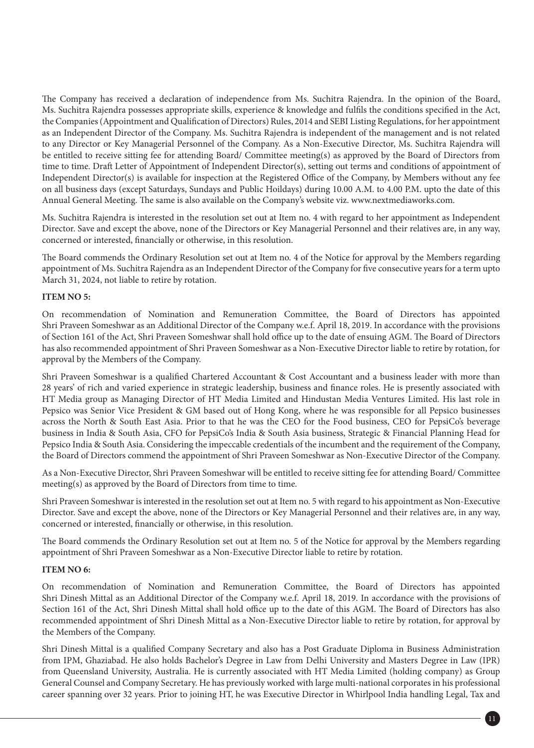The Company has received a declaration of independence from Ms. Suchitra Rajendra. In the opinion of the Board, Ms. Suchitra Rajendra possesses appropriate skills, experience & knowledge and fulfils the conditions specified in the Act, the Companies (Appointment and Qualification of Directors) Rules, 2014 and SEBI Listing Regulations, for her appointment as an Independent Director of the Company. Ms. Suchitra Rajendra is independent of the management and is not related to any Director or Key Managerial Personnel of the Company. As a Non-Executive Director, Ms. Suchitra Rajendra will be entitled to receive sitting fee for attending Board/ Committee meeting(s) as approved by the Board of Directors from time to time. Draft Letter of Appointment of Independent Director(s), setting out terms and conditions of appointment of Independent Director(s) is available for inspection at the Registered Office of the Company, by Members without any fee on all business days (except Saturdays, Sundays and Public Hoildays) during 10.00 A.M. to 4.00 P.M. upto the date of this Annual General Meeting. The same is also available on the Company's website viz. www.nextmediaworks.com.

Ms. Suchitra Rajendra is interested in the resolution set out at Item no. 4 with regard to her appointment as Independent Director. Save and except the above, none of the Directors or Key Managerial Personnel and their relatives are, in any way, concerned or interested, financially or otherwise, in this resolution.

The Board commends the Ordinary Resolution set out at Item no. 4 of the Notice for approval by the Members regarding appointment of Ms. Suchitra Rajendra as an Independent Director of the Company for five consecutive years for a term upto March 31, 2024, not liable to retire by rotation.

**ITEM NO 5:**

On recommendation of Nomination and Remuneration Committee, the Board of Directors has appointed Shri Praveen Someshwar as an Additional Director of the Company w.e.f. April 18, 2019. In accordance with the provisions of Section 161 of the Act, Shri Praveen Someshwar shall hold office up to the date of ensuing AGM. The Board of Directors has also recommended appointment of Shri Praveen Someshwar as a Non-Executive Director liable to retire by rotation, for approval by the Members of the Company.

Shri Praveen Someshwar is a qualified Chartered Accountant & Cost Accountant and a business leader with more than 28 years' of rich and varied experience in strategic leadership, business and finance roles. He is presently associated with HT Media group as Managing Director of HT Media Limited and Hindustan Media Ventures Limited. His last role in Pepsico was Senior Vice President & GM based out of Hong Kong, where he was responsible for all Pepsico businesses across the North & South East Asia. Prior to that he was the CEO for the Food business, CEO for PepsiCo's beverage business in India & South Asia, CFO for PepsiCo's India & South Asia business, Strategic & Financial Planning Head for Pepsico India & South Asia. Considering the impeccable credentials of the incumbent and the requirement of the Company, the Board of Directors commend the appointment of Shri Praveen Someshwar as Non-Executive Director of the Company.

As a Non-Executive Director, Shri Praveen Someshwar will be entitled to receive sitting fee for attending Board/ Committee meeting(s) as approved by the Board of Directors from time to time.

Shri Praveen Someshwar is interested in the resolution set out at Item no. 5 with regard to his appointment as Non-Executive Director. Save and except the above, none of the Directors or Key Managerial Personnel and their relatives are, in any way, concerned or interested, financially or otherwise, in this resolution.

The Board commends the Ordinary Resolution set out at Item no. 5 of the Notice for approval by the Members regarding appointment of Shri Praveen Someshwar as a Non-Executive Director liable to retire by rotation.

**ITEM NO 6:**

On recommendation of Nomination and Remuneration Committee, the Board of Directors has appointed Shri Dinesh Mittal as an Additional Director of the Company w.e.f. April 18, 2019. In accordance with the provisions of Section 161 of the Act, Shri Dinesh Mittal shall hold office up to the date of this AGM. The Board of Directors has also recommended appointment of Shri Dinesh Mittal as a Non-Executive Director liable to retire by rotation, for approval by the Members of the Company.

Shri Dinesh Mittal is a qualified Company Secretary and also has a Post Graduate Diploma in Business Administration from IPM, Ghaziabad. He also holds Bachelor's Degree in Law from Delhi University and Masters Degree in Law (IPR) from Queensland University, Australia. He is currently associated with HT Media Limited (holding company) as Group General Counsel and Company Secretary. He has previously worked with large multi-national corporates in his professional career spanning over 32 years. Prior to joining HT, he was Executive Director in Whirlpool India handling Legal, Tax and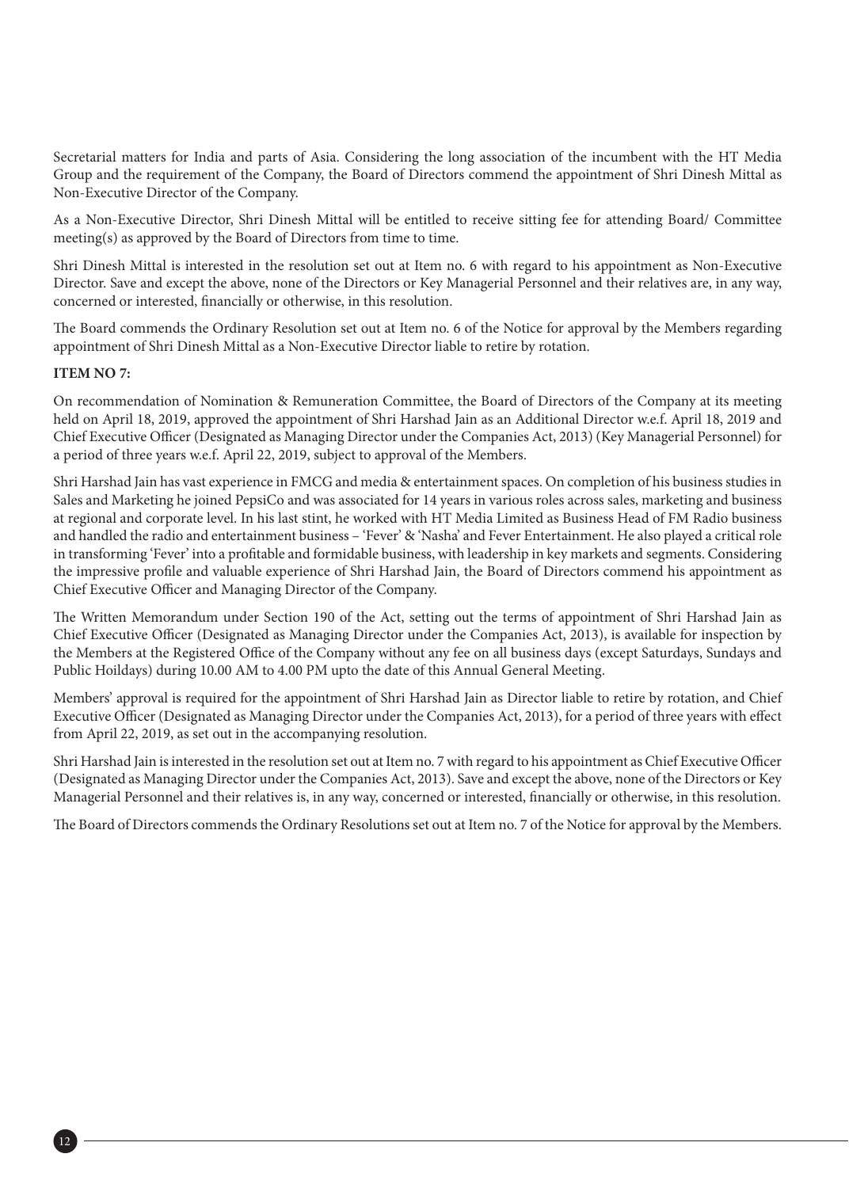Secretarial matters for India and parts of Asia. Considering the long association of the incumbent with the HT Media Group and the requirement of the Company, the Board of Directors commend the appointment of Shri Dinesh Mittal as Non-Executive Director of the Company.

As a Non-Executive Director, Shri Dinesh Mittal will be entitled to receive sitting fee for attending Board/ Committee meeting(s) as approved by the Board of Directors from time to time.

Shri Dinesh Mittal is interested in the resolution set out at Item no. 6 with regard to his appointment as Non-Executive Director. Save and except the above, none of the Directors or Key Managerial Personnel and their relatives are, in any way, concerned or interested, financially or otherwise, in this resolution.

The Board commends the Ordinary Resolution set out at Item no. 6 of the Notice for approval by the Members regarding appointment of Shri Dinesh Mittal as a Non-Executive Director liable to retire by rotation.

**ITEM NO 7:**

On recommendation of Nomination & Remuneration Committee, the Board of Directors of the Company at its meeting held on April 18, 2019, approved the appointment of Shri Harshad Jain as an Additional Director w.e.f. April 18, 2019 and Chief Executive Officer (Designated as Managing Director under the Companies Act, 2013) (Key Managerial Personnel) for a period of three years w.e.f. April 22, 2019, subject to approval of the Members.

Shri Harshad Jain has vast experience in FMCG and media & entertainment spaces. On completion of his business studies in Sales and Marketing he joined PepsiCo and was associated for 14 years in various roles across sales, marketing and business at regional and corporate level. In his last stint, he worked with HT Media Limited as Business Head of FM Radio business and handled the radio and entertainment business – 'Fever' & 'Nasha' and Fever Entertainment. He also played a critical role in transforming 'Fever' into a profitable and formidable business, with leadership in key markets and segments. Considering the impressive profile and valuable experience of Shri Harshad Jain, the Board of Directors commend his appointment as Chief Executive Officer and Managing Director of the Company.

The Written Memorandum under Section 190 of the Act, setting out the terms of appointment of Shri Harshad Jain as Chief Executive Officer (Designated as Managing Director under the Companies Act, 2013), is available for inspection by the Members at the Registered Office of the Company without any fee on all business days (except Saturdays, Sundays and Public Hoildays) during 10.00 AM to 4.00 PM upto the date of this Annual General Meeting.

Members' approval is required for the appointment of Shri Harshad Jain as Director liable to retire by rotation, and Chief Executive Officer (Designated as Managing Director under the Companies Act, 2013), for a period of three years with effect from April 22, 2019, as set out in the accompanying resolution.

Shri Harshad Jain is interested in the resolution set out at Item no. 7 with regard to his appointment as Chief Executive Officer (Designated as Managing Director under the Companies Act, 2013). Save and except the above, none of the Directors or Key Managerial Personnel and their relatives is, in any way, concerned or interested, financially or otherwise, in this resolution.

The Board of Directors commends the Ordinary Resolutions set out at Item no. 7 of the Notice for approval by the Members.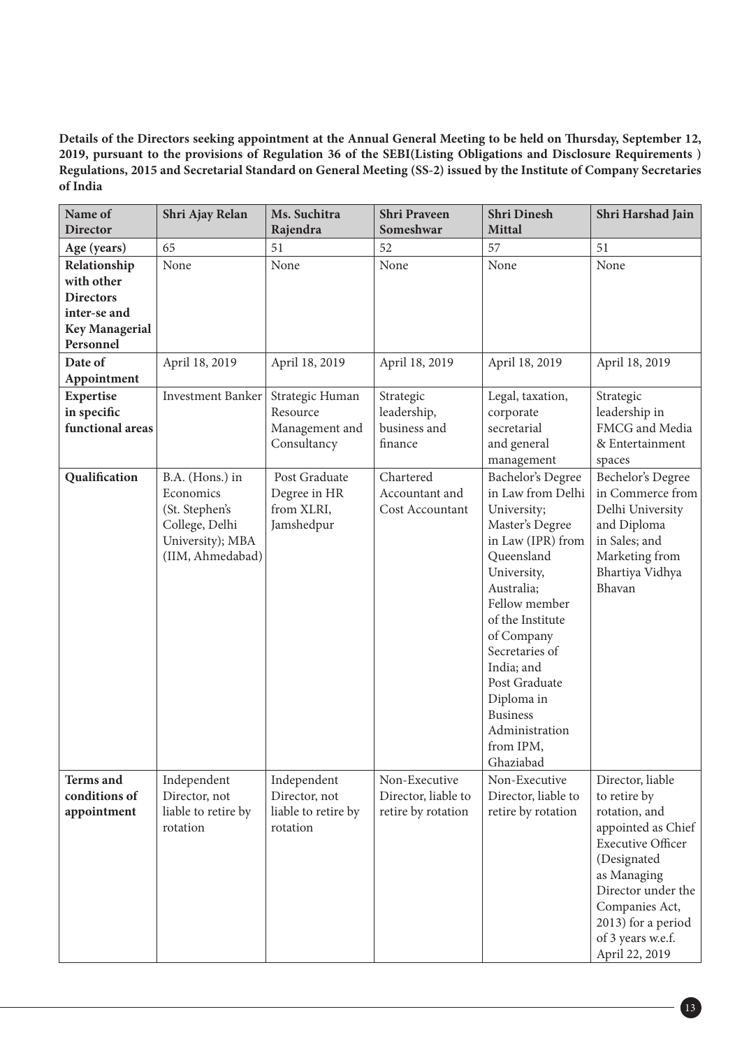**Details of the Directors seeking appointment at the Annual General Meeting to be held on Thursday, September 12, 2019, pursuant to the provisions of Regulation 36 of the SEBI(Listing Obligations and Disclosure Requirements ) Regulations, 2015 and Secretarial Standard on General Meeting (SS-2) issued by the Institute of Company Secretaries of India**

| Name of Director | Shri Ajay Relan | Ms. Suchitra Rajendra | Shri Praveen Someshwar | Shri Dinesh Mittal | Shri Harshad Jain |
|---|---|---|---|---|---|
| **Age (years)** | 65 | 51 | 52 | 57 | 51 |
| **Relationship with other Directors inter-se and Key Managerial Personnel** | None | None | None | None | None |
| **Date of Appointment** | April 18, 2019 | April 18, 2019 | April 18, 2019 | April 18, 2019 | April 18, 2019 |
| **Expertise in specific functional areas** | Investment Banker | Strategic Human Resource Management and Consultancy | Strategic leadership, business and finance | Legal, taxation, corporate secretarial and general management | Strategic leadership in FMCG and Media & Entertainment spaces |
| **Qualification** | B.A. (Hons.) in Economics (St. Stephen's College, Delhi University); MBA (IIM, Ahmedabad) | Post Graduate Degree in HR from XLRI, Jamshedpur | Chartered Accountant and Cost Accountant | Bachelor's Degree in Law from Delhi University; Master's Degree in Law (IPR) from Queensland University, Australia; Fellow member of the Institute of Company Secretaries of India; and Post Graduate Diploma in Business Administration from IPM, Ghaziabad | Bechelor's Degree in Commerce from Delhi University and Diploma in Sales; and Marketing from Bhartiya Vidhya Bhavan |
| **Terms and conditions of appointment** | Independent Director, not liable to retire by rotation | Independent Director, not liable to retire by rotation | Non-Executive Director, liable to retire by rotation | Non-Executive Director, liable to retire by rotation | Director, liable to retire by rotation, and appointed as Chief Executive Officer (Designated as Managing Director under the Companies Act, 2013) for a period of 3 years w.e.f. April 22, 2019 |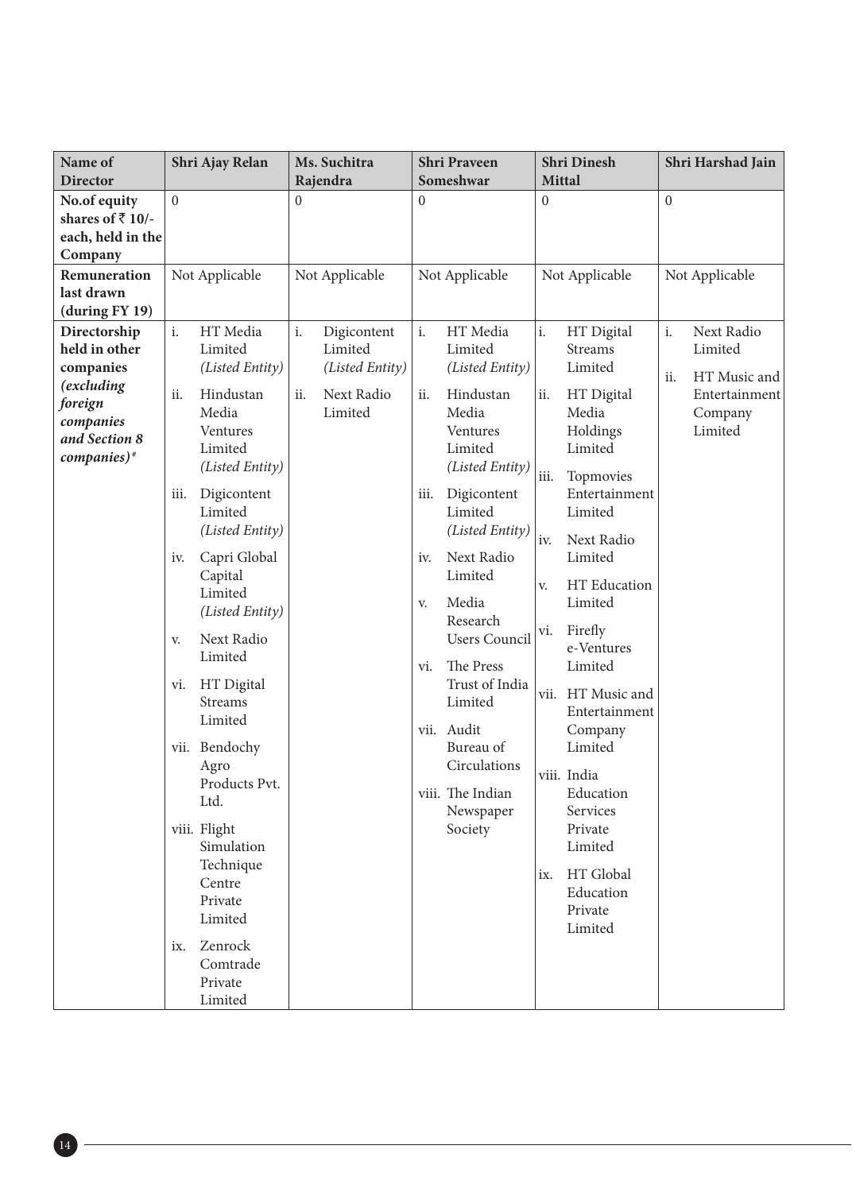| Name of Director | Shri Ajay Relan | Ms. Suchitra Rajendra | Shri Praveen Someshwar | Shri Dinesh Mittal | Shri Harshad Jain |
|---|---|---|---|---|---|
| **No.of equity shares of ₹ 10/- each, held in the Company** | 0 | 0 | 0 | 0 | 0 |
| **Remuneration last drawn (during FY 19)** | Not Applicable | Not Applicable | Not Applicable | Not Applicable | Not Applicable |
| **Directorship held in other companies *(excluding foreign companies and Section 8 companies)*#** | i. HT Media Limited *(Listed Entity)*<br>ii. Hindustan Media Ventures Limited *(Listed Entity)*<br>iii. Digicontent Limited *(Listed Entity)*<br>iv. Capri Global Capital Limited *(Listed Entity)*<br>v. Next Radio Limited<br>vi. HT Digital Streams Limited<br>vii. Bendochy Agro Products Pvt. Ltd.<br>viii. Flight Simulation Technique Centre Private Limited<br>ix. Zenrock Comtrade Private Limited | i. Digicontent Limited *(Listed Entity)*<br>ii. Next Radio Limited | i. HT Media Limited *(Listed Entity)*<br>ii. Hindustan Media Ventures Limited *(Listed Entity)*<br>iii. Digicontent Limited *(Listed Entity)*<br>iv. Next Radio Limited<br>v. Media Research Users Council<br>vi. The Press Trust of India Limited<br>vii. Audit Bureau of Circulations<br>viii. The Indian Newspaper Society | i. HT Digital Streams Limited<br>ii. HT Digital Media Holdings Limited<br>iii. Topmovies Entertainment Limited<br>iv. Next Radio Limited<br>v. HT Education Limited<br>vi. Firefly e-Ventures Limited<br>vii. HT Music and Entertainment Company Limited<br>viii. India Education Services Private Limited<br>ix. HT Global Education Private Limited | i. Next Radio Limited<br>ii. HT Music and Entertainment Company Limited |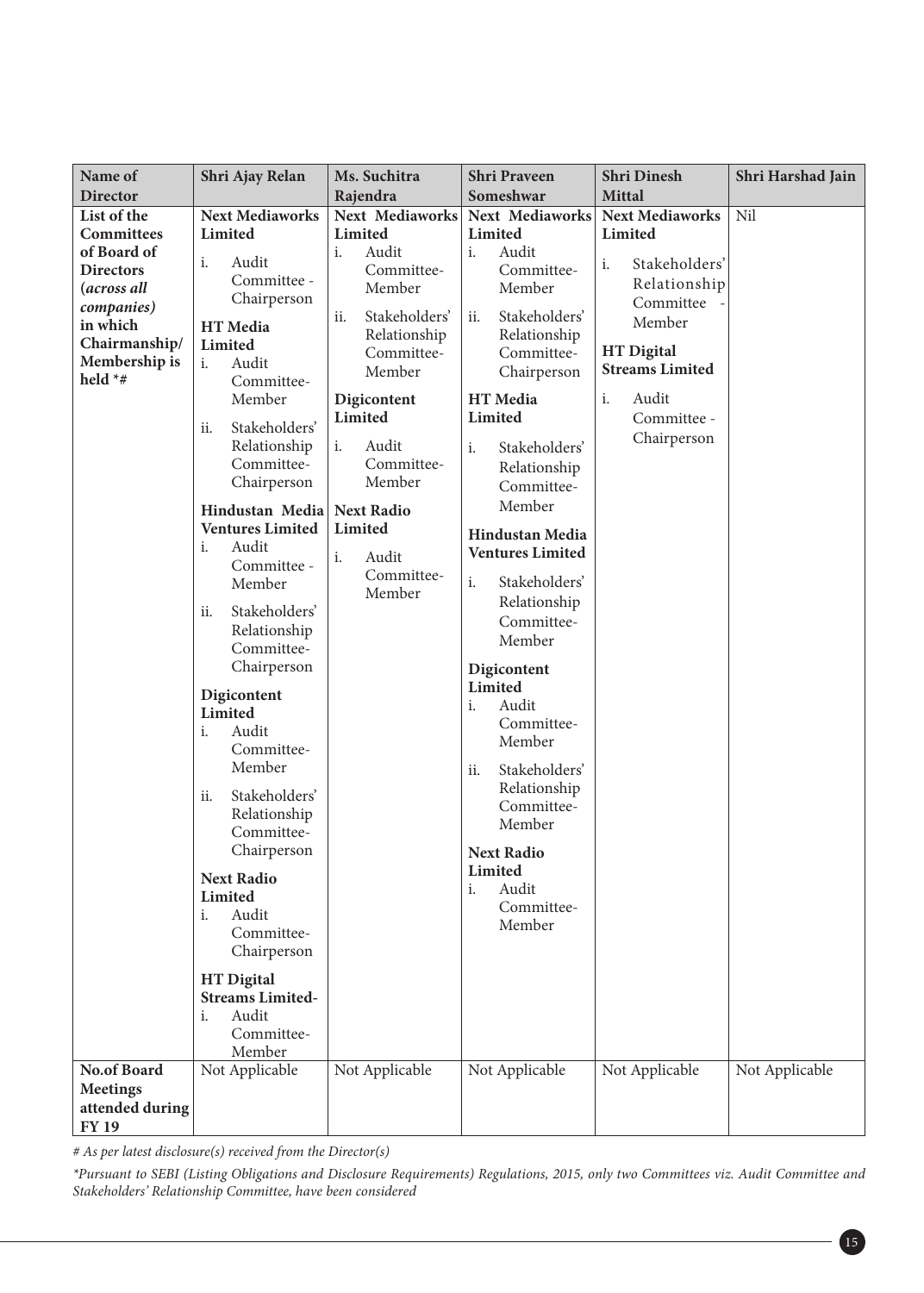| Name of Director | Shri Ajay Relan | Ms. Suchitra Rajendra | Shri Praveen Someshwar | Shri Dinesh Mittal | Shri Harshad Jain |
|---|---|---|---|---|---|
| List of the Committees of Board of Directors (*across all companies*) in which Chairmanship/ Membership is held *# | **Next Mediaworks Limited**<br>i. Audit Committee - Chairperson<br>**HT Media Limited**<br>i. Audit Committee- Member<br>ii. Stakeholders' Relationship Committee- Chairperson<br>**Hindustan Media Ventures Limited**<br>i. Audit Committee - Member<br>ii. Stakeholders' Relationship Committee- Chairperson<br>**Digicontent Limited**<br>i. Audit Committee- Member<br>ii. Stakeholders' Relationship Committee- Chairperson<br>**Next Radio Limited**<br>i. Audit Committee- Chairperson<br>**HT Digital Streams Limited-**<br>i. Audit Committee- Member | **Next Mediaworks Limited**<br>i. Audit Committee- Member<br>ii. Stakeholders' Relationship Committee- Member<br>**Digicontent Limited**<br>i. Audit Committee- Member<br>**Next Radio Limited**<br>i. Audit Committee- Member | **Next Mediaworks Limited**<br>i. Audit Committee- Member<br>ii. Stakeholders' Relationship Committee- Chairperson<br>**HT Media Limited**<br>i. Stakeholders' Relationship Committee- Member<br>**Hindustan Media Ventures Limited**<br>i. Stakeholders' Relationship Committee- Member<br>**Digicontent Limited**<br>i. Audit Committee- Member<br>ii. Stakeholders' Relationship Committee- Member<br>**Next Radio Limited**<br>i. Audit Committee- Member | **Next Mediaworks Limited**<br>i. Stakeholders' Relationship Committee - Member<br>**HT Digital Streams Limited**<br>i. Audit Committee - Chairperson | Nil |
| No.of Board Meetings attended during FY 19 | Not Applicable | Not Applicable | Not Applicable | Not Applicable | Not Applicable |

*# As per latest disclosure(s) received from the Director(s)*

*\*Pursuant to SEBI (Listing Obligations and Disclosure Requirements) Regulations, 2015, only two Committees viz. Audit Committee and Stakeholders' Relationship Committee, have been considered*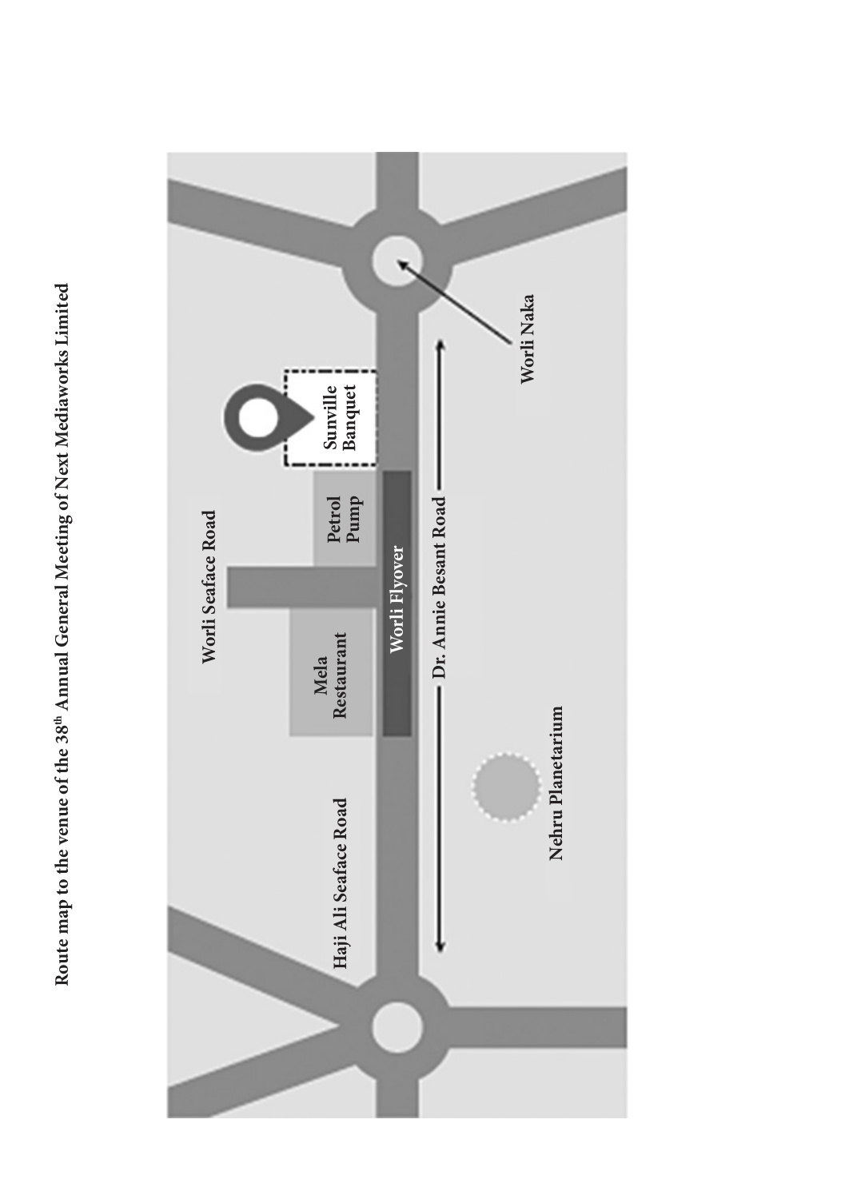# Route map to the venue of the 38th Annual General Meeting of Next Mediaworks Limited

Worli Seaface Road

Haji Ali Seaface Road

Mela Restaurant

Petrol Pump

Sunville Banquet

Worli Flyover

Dr. Annie Besant Road

Worli Naka

Nehru Planetarium